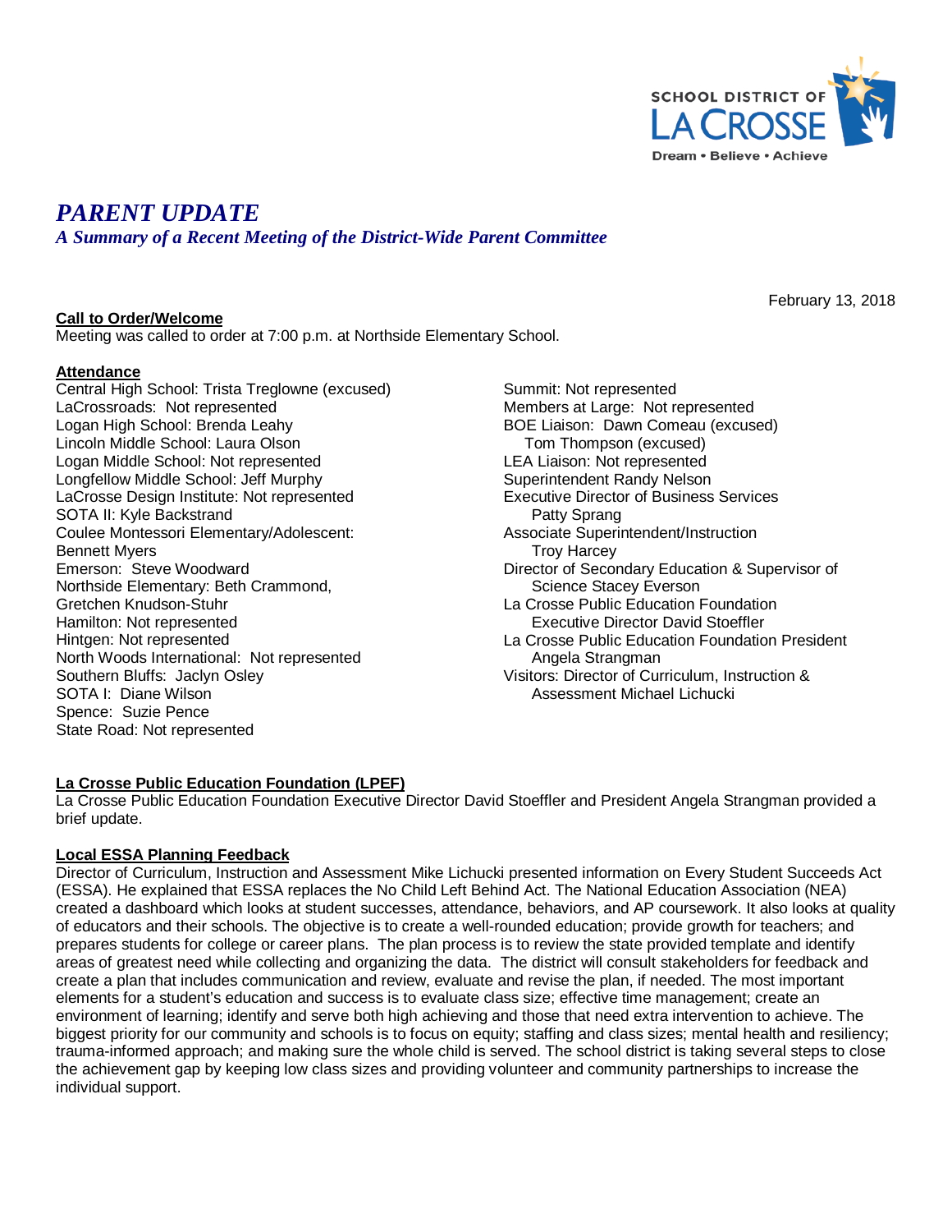SCHOOL DISTRICT OF LA CROSSE

Dream • Believe • Achieve

# *PARENT UPDATE*

## *A Summary of a Recent Meeting of the District-Wide Parent Committee*

February 13, 2018

**Call to Order/Welcome**

Meeting was called to order at 7:00 p.m. at Northside Elementary School.

**Attendance**

Central High School: Trista Treglowne (excused)
LaCrossroads: Not represented
Logan High School: Brenda Leahy
Lincoln Middle School: Laura Olson
Logan Middle School: Not represented
Longfellow Middle School: Jeff Murphy
LaCrosse Design Institute: Not represented
SOTA II: Kyle Backstrand
Coulee Montessori Elementary/Adolescent: Bennett Myers
Emerson: Steve Woodward
Northside Elementary: Beth Crammond, Gretchen Knudson-Stuhr
Hamilton: Not represented
Hintgen: Not represented
North Woods International: Not represented
Southern Bluffs: Jaclyn Osley
SOTA I: Diane Wilson
Spence: Suzie Pence
State Road: Not represented
Summit: Not represented
Members at Large: Not represented
BOE Liaison: Dawn Comeau (excused)
Tom Thompson (excused)
LEA Liaison: Not represented
Superintendent Randy Nelson
Executive Director of Business Services Patty Sprang
Associate Superintendent/Instruction Troy Harcey
Director of Secondary Education & Supervisor of Science Stacey Everson
La Crosse Public Education Foundation Executive Director David Stoeffler
La Crosse Public Education Foundation President Angela Strangman
Visitors: Director of Curriculum, Instruction & Assessment Michael Lichucki

**La Crosse Public Education Foundation (LPEF)**

La Crosse Public Education Foundation Executive Director David Stoeffler and President Angela Strangman provided a brief update.

**Local ESSA Planning Feedback**

Director of Curriculum, Instruction and Assessment Mike Lichucki presented information on Every Student Succeeds Act (ESSA). He explained that ESSA replaces the No Child Left Behind Act. The National Education Association (NEA) created a dashboard which looks at student successes, attendance, behaviors, and AP coursework. It also looks at quality of educators and their schools. The objective is to create a well-rounded education; provide growth for teachers; and prepares students for college or career plans. The plan process is to review the state provided template and identify areas of greatest need while collecting and organizing the data. The district will consult stakeholders for feedback and create a plan that includes communication and review, evaluate and revise the plan, if needed. The most important elements for a student's education and success is to evaluate class size; effective time management; create an environment of learning; identify and serve both high achieving and those that need extra intervention to achieve. The biggest priority for our community and schools is to focus on equity; staffing and class sizes; mental health and resiliency; trauma-informed approach; and making sure the whole child is served. The school district is taking several steps to close the achievement gap by keeping low class sizes and providing volunteer and community partnerships to increase the individual support.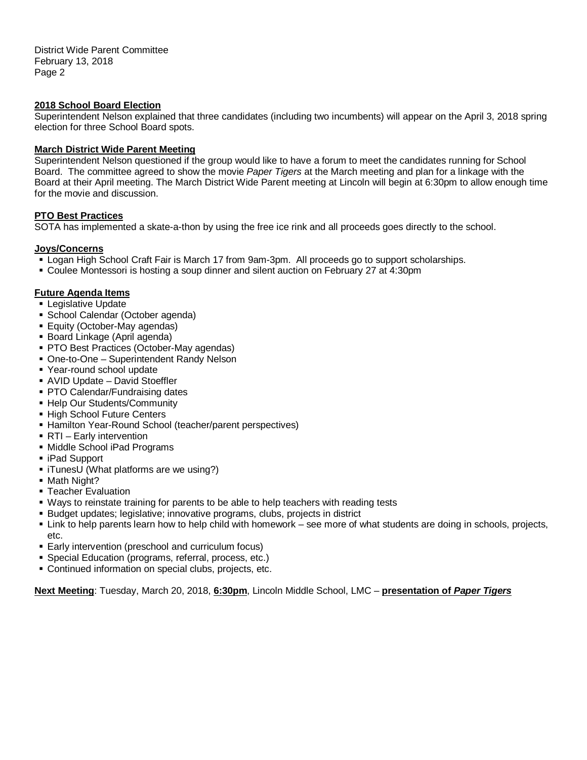**2018 School Board Election**
Superintendent Nelson explained that three candidates (including two incumbents) will appear on the April 3, 2018 spring election for three School Board spots.

**March District Wide Parent Meeting**
Superintendent Nelson questioned if the group would like to have a forum to meet the candidates running for School Board. The committee agreed to show the movie *Paper Tigers* at the March meeting and plan for a linkage with the Board at their April meeting. The March District Wide Parent meeting at Lincoln will begin at 6:30pm to allow enough time for the movie and discussion.

**PTO Best Practices**
SOTA has implemented a skate-a-thon by using the free ice rink and all proceeds goes directly to the school.

**Joys/Concerns**

- Logan High School Craft Fair is March 17 from 9am-3pm. All proceeds go to support scholarships.
- Coulee Montessori is hosting a soup dinner and silent auction on February 27 at 4:30pm

**Future Agenda Items**

- Legislative Update
- School Calendar (October agenda)
- Equity (October-May agendas)
- Board Linkage (April agenda)
- PTO Best Practices (October-May agendas)
- One-to-One – Superintendent Randy Nelson
- Year-round school update
- AVID Update – David Stoeffler
- PTO Calendar/Fundraising dates
- Help Our Students/Community
- High School Future Centers
- Hamilton Year-Round School (teacher/parent perspectives)
- RTI – Early intervention
- Middle School iPad Programs
- iPad Support
- iTunesU (What platforms are we using?)
- Math Night?
- Teacher Evaluation
- Ways to reinstate training for parents to be able to help teachers with reading tests
- Budget updates; legislative; innovative programs, clubs, projects in district
- Link to help parents learn how to help child with homework – see more of what students are doing in schools, projects, etc.
- Early intervention (preschool and curriculum focus)
- Special Education (programs, referral, process, etc.)
- Continued information on special clubs, projects, etc.

**Next Meeting**: Tuesday, March 20, 2018, **6:30pm**, Lincoln Middle School, LMC – **presentation of *Paper Tigers***